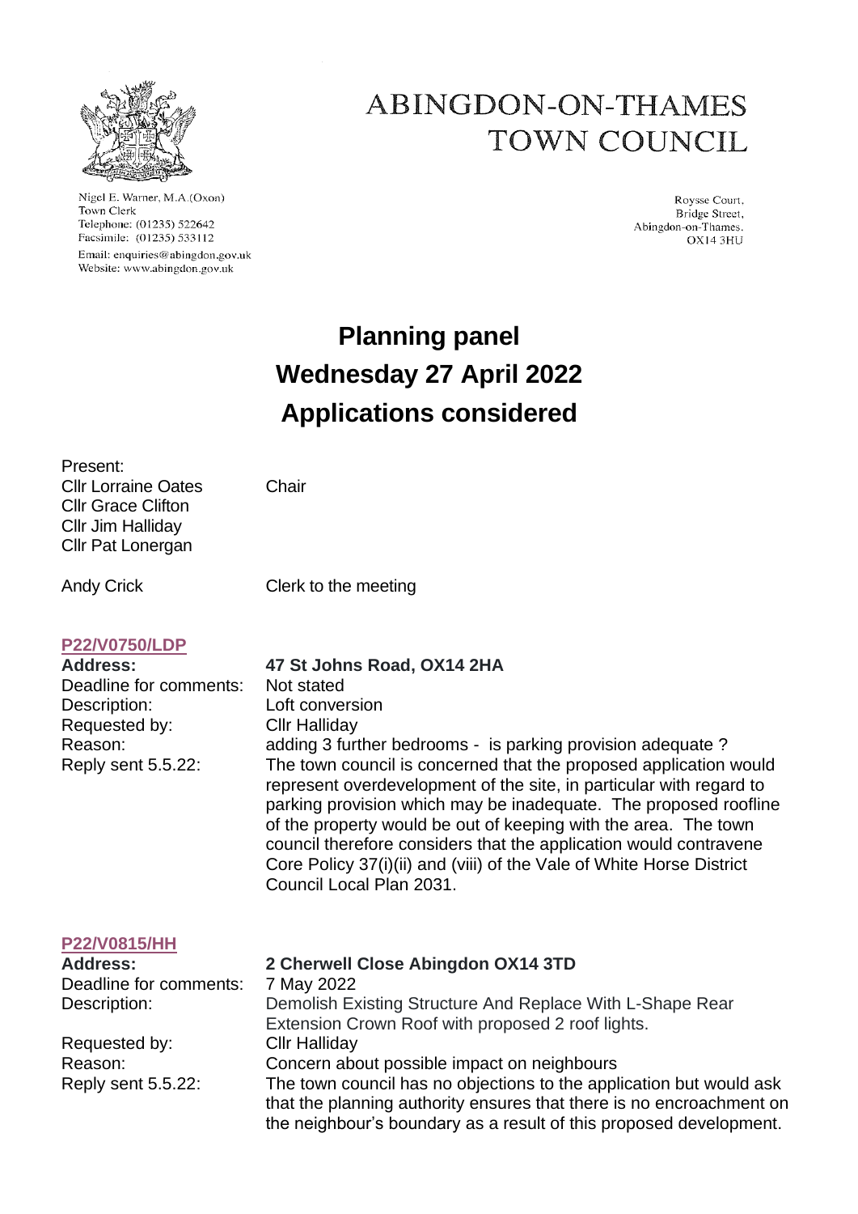ABINGDON-ON-THAMES
TOWN COUNCIL

Nigel E. Warner, M.A.(Oxon)
Town Clerk
Telephone: (01235) 522642
Facsimile: (01235) 533112
Email: enquiries@abingdon.gov.uk
Website: www.abingdon.gov.uk

Roysse Court,
Bridge Street,
Abingdon-on-Thames.
OX14 3HU

# Planning panel
# Wednesday 27 April 2022
# Applications considered

Present:
Cllr Lorraine Oates — Chair
Cllr Grace Clifton
Cllr Jim Halliday
Cllr Pat Lonergan

Andy Crick — Clerk to the meeting

### P22/V0750/LDP

| | |
|---|---|
| **Address:** | **47 St Johns Road, OX14 2HA** |
| Deadline for comments: | Not stated |
| Description: | Loft conversion |
| Requested by: | Cllr Halliday |
| Reason: | adding 3 further bedrooms - is parking provision adequate ? |
| Reply sent 5.5.22: | The town council is concerned that the proposed application would represent overdevelopment of the site, in particular with regard to parking provision which may be inadequate. The proposed roofline of the property would be out of keeping with the area. The town council therefore considers that the application would contravene Core Policy 37(i)(ii) and (viii) of the Vale of White Horse District Council Local Plan 2031. |

### P22/V0815/HH

| | |
|---|---|
| **Address:** | **2 Cherwell Close Abingdon OX14 3TD** |
| Deadline for comments: | 7 May 2022 |
| Description: | Demolish Existing Structure And Replace With L-Shape Rear Extension Crown Roof with proposed 2 roof lights. |
| Requested by: | Cllr Halliday |
| Reason: | Concern about possible impact on neighbours |
| Reply sent 5.5.22: | The town council has no objections to the application but would ask that the planning authority ensures that there is no encroachment on the neighbour's boundary as a result of this proposed development. |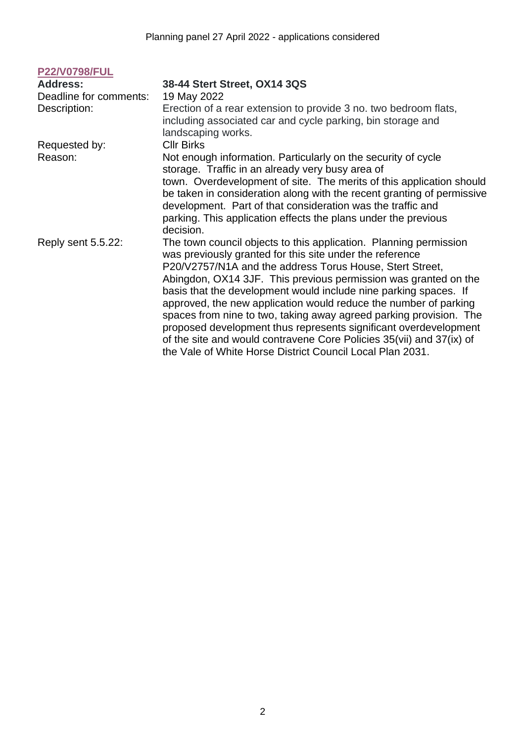[P22/V0798/FUL](P22/V0798/FUL)

| | |
|---|---|
| **Address:** | **38-44 Stert Street, OX14 3QS** |
| Deadline for comments: | 19 May 2022 |
| Description: | Erection of a rear extension to provide 3 no. two bedroom flats, including associated car and cycle parking, bin storage and landscaping works. |
| Requested by: | Cllr Birks |
| Reason: | Not enough information. Particularly on the security of cycle storage. Traffic in an already very busy area of town. Overdevelopment of site. The merits of this application should be taken in consideration along with the recent granting of permissive development. Part of that consideration was the traffic and parking. This application effects the plans under the previous decision. |
| Reply sent 5.5.22: | The town council objects to this application. Planning permission was previously granted for this site under the reference P20/V2757/N1A and the address Torus House, Stert Street, Abingdon, OX14 3JF. This previous permission was granted on the basis that the development would include nine parking spaces. If approved, the new application would reduce the number of parking spaces from nine to two, taking away agreed parking provision. The proposed development thus represents significant overdevelopment of the site and would contravene Core Policies 35(vii) and 37(ix) of the Vale of White Horse District Council Local Plan 2031. |